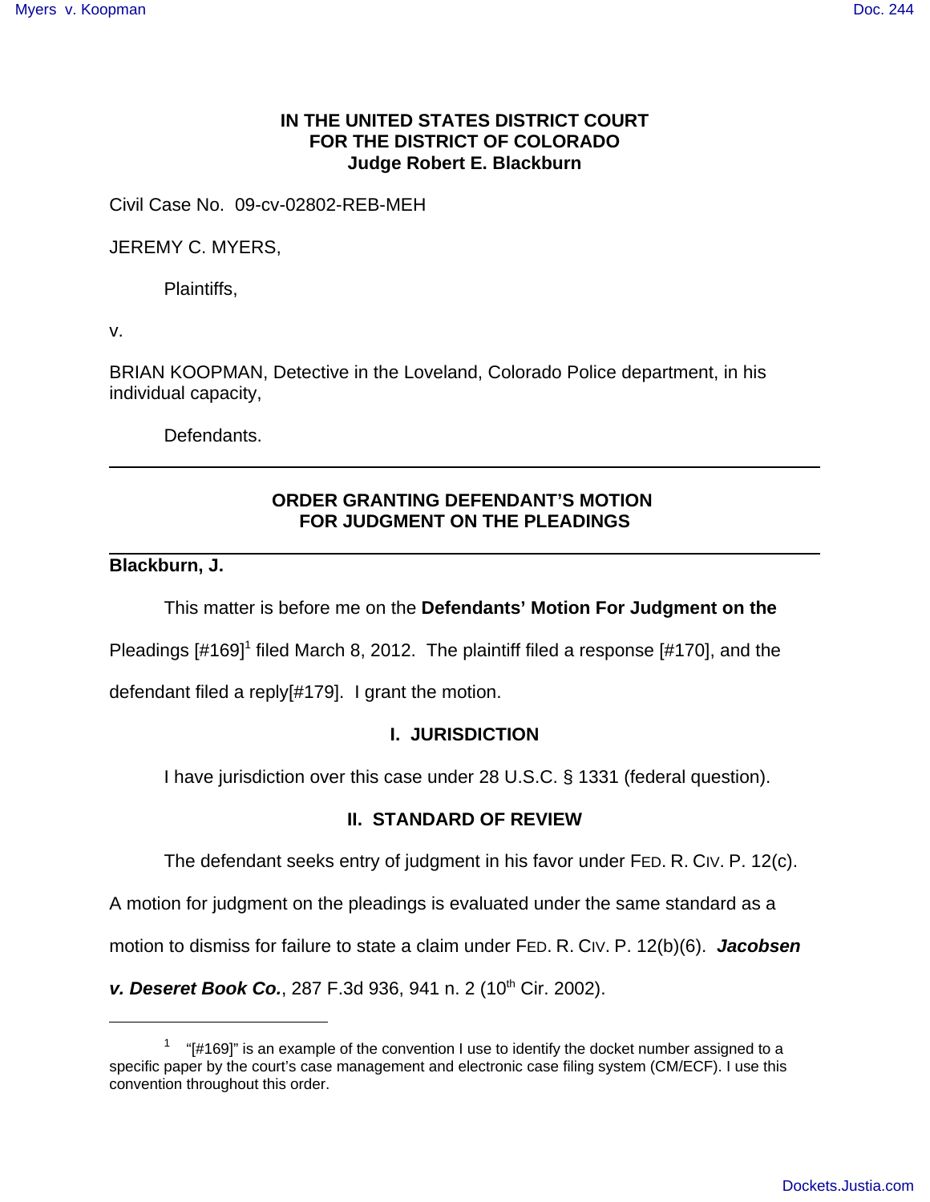**IN THE UNITED STATES DISTRICT COURT**
**FOR THE DISTRICT OF COLORADO**
**Judge Robert E. Blackburn**

Civil Case No. 09-cv-02802-REB-MEH

JEREMY C. MYERS,

Plaintiffs,

v.

BRIAN KOOPMAN, Detective in the Loveland, Colorado Police department, in his individual capacity,

Defendants.

---

## ORDER GRANTING DEFENDANT'S MOTION FOR JUDGMENT ON THE PLEADINGS

---

**Blackburn, J.**

This matter is before me on the **Defendants' Motion For Judgment on the** Pleadings [#169][1] filed March 8, 2012. The plaintiff filed a response [#170], and the defendant filed a reply[#179]. I grant the motion.

### I. JURISDICTION

I have jurisdiction over this case under 28 U.S.C. § 1331 (federal question).

### II. STANDARD OF REVIEW

The defendant seeks entry of judgment in his favor under FED. R. CIV. P. 12(c). A motion for judgment on the pleadings is evaluated under the same standard as a motion to dismiss for failure to state a claim under FED. R. CIV. P. 12(b)(6). ***Jacobsen v. Deseret Book Co.***, 287 F.3d 936, 941 n. 2 (10th Cir. 2002).

---

[1] "[#169]" is an example of the convention I use to identify the docket number assigned to a specific paper by the court's case management and electronic case filing system (CM/ECF). I use this convention throughout this order.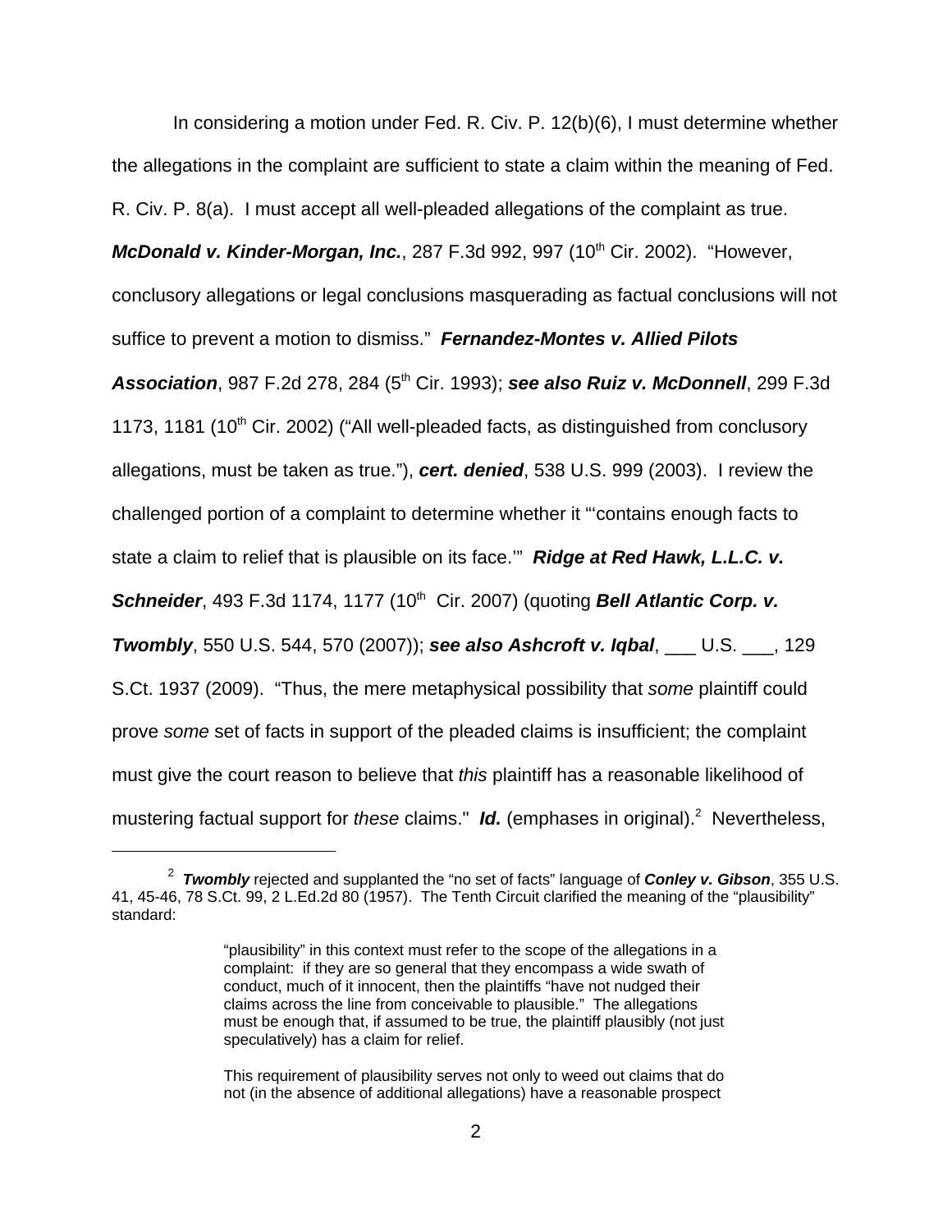In considering a motion under Fed. R. Civ. P. 12(b)(6), I must determine whether the allegations in the complaint are sufficient to state a claim within the meaning of Fed. R. Civ. P. 8(a). I must accept all well-pleaded allegations of the complaint as true. ***McDonald v. Kinder-Morgan, Inc.***, 287 F.3d 992, 997 (10th Cir. 2002). "However, conclusory allegations or legal conclusions masquerading as factual conclusions will not suffice to prevent a motion to dismiss." ***Fernandez-Montes v. Allied Pilots Association***, 987 F.2d 278, 284 (5th Cir. 1993); ***see also Ruiz v. McDonnell***, 299 F.3d 1173, 1181 (10th Cir. 2002) ("All well-pleaded facts, as distinguished from conclusory allegations, must be taken as true."), ***cert. denied***, 538 U.S. 999 (2003). I review the challenged portion of a complaint to determine whether it "'contains enough facts to state a claim to relief that is plausible on its face.'" ***Ridge at Red Hawk, L.L.C. v. Schneider***, 493 F.3d 1174, 1177 (10th Cir. 2007) (quoting ***Bell Atlantic Corp. v. Twombly***, 550 U.S. 544, 570 (2007)); ***see also Ashcroft v. Iqbal***, ___ U.S. ___, 129 S.Ct. 1937 (2009). "Thus, the mere metaphysical possibility that *some* plaintiff could prove *some* set of facts in support of the pleaded claims is insufficient; the complaint must give the court reason to believe that *this* plaintiff has a reasonable likelihood of mustering factual support for *these* claims." ***Id.*** (emphases in original).[2] Nevertheless,

---

[2] ***Twombly*** rejected and supplanted the "no set of facts" language of ***Conley v. Gibson***, 355 U.S. 41, 45-46, 78 S.Ct. 99, 2 L.Ed.2d 80 (1957). The Tenth Circuit clarified the meaning of the "plausibility" standard:

> "plausibility" in this context must refer to the scope of the allegations in a complaint: if they are so general that they encompass a wide swath of conduct, much of it innocent, then the plaintiffs "have not nudged their claims across the line from conceivable to plausible." The allegations must be enough that, if assumed to be true, the plaintiff plausibly (not just speculatively) has a claim for relief.
>
> This requirement of plausibility serves not only to weed out claims that do not (in the absence of additional allegations) have a reasonable prospect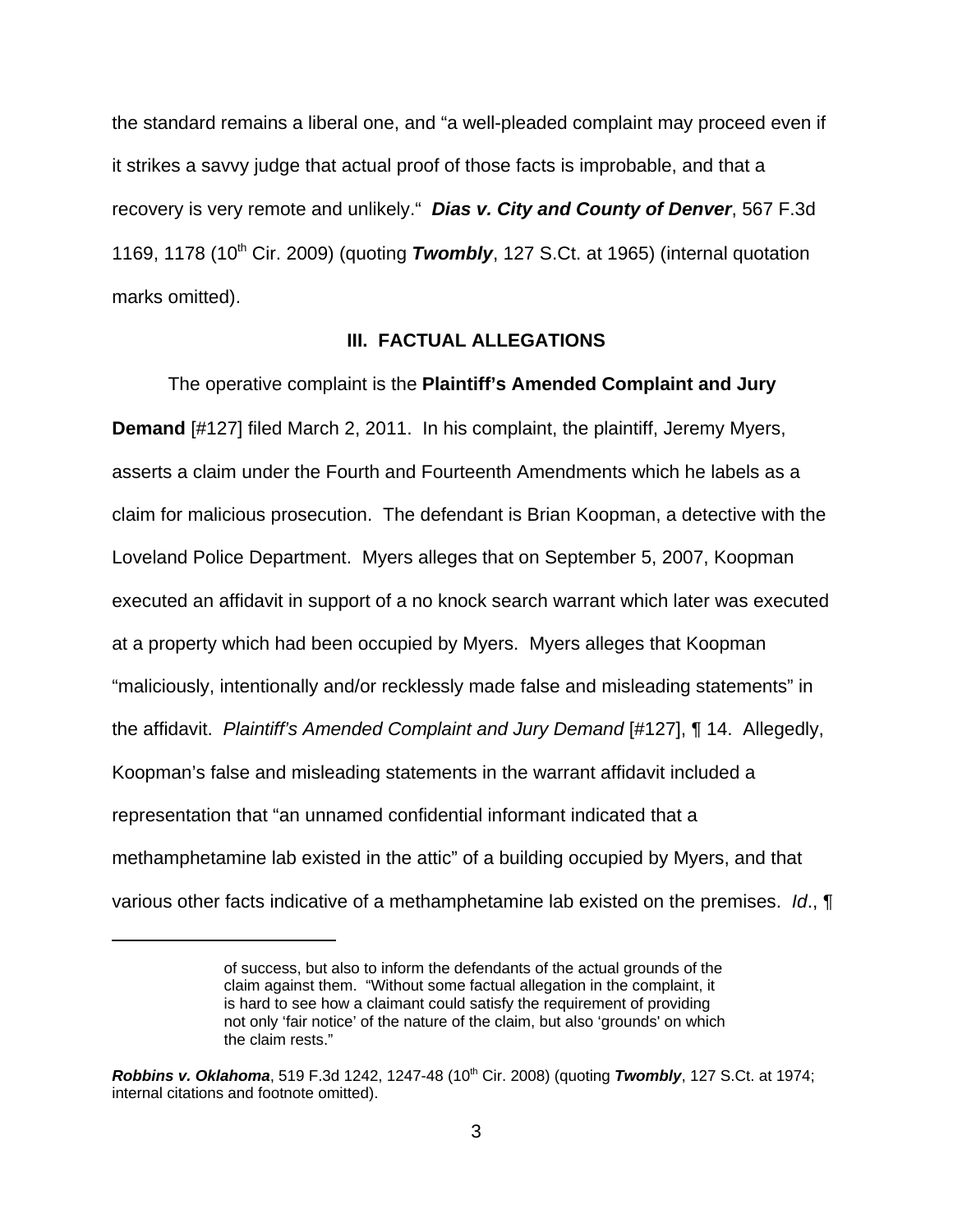the standard remains a liberal one, and "a well-pleaded complaint may proceed even if it strikes a savvy judge that actual proof of those facts is improbable, and that a recovery is very remote and unlikely." ***Dias v. City and County of Denver***, 567 F.3d 1169, 1178 (10th Cir. 2009) (quoting ***Twombly***, 127 S.Ct. at 1965) (internal quotation marks omitted).

## III. FACTUAL ALLEGATIONS

The operative complaint is the **Plaintiff's Amended Complaint and Jury Demand** [#127] filed March 2, 2011. In his complaint, the plaintiff, Jeremy Myers, asserts a claim under the Fourth and Fourteenth Amendments which he labels as a claim for malicious prosecution. The defendant is Brian Koopman, a detective with the Loveland Police Department. Myers alleges that on September 5, 2007, Koopman executed an affidavit in support of a no knock search warrant which later was executed at a property which had been occupied by Myers. Myers alleges that Koopman "maliciously, intentionally and/or recklessly made false and misleading statements" in the affidavit. *Plaintiff's Amended Complaint and Jury Demand* [#127], ¶ 14. Allegedly, Koopman's false and misleading statements in the warrant affidavit included a representation that "an unnamed confidential informant indicated that a methamphetamine lab existed in the attic" of a building occupied by Myers, and that various other facts indicative of a methamphetamine lab existed on the premises. *Id*., ¶

---

> of success, but also to inform the defendants of the actual grounds of the claim against them. "Without some factual allegation in the complaint, it is hard to see how a claimant could satisfy the requirement of providing not only 'fair notice' of the nature of the claim, but also 'grounds' on which the claim rests."

***Robbins v. Oklahoma***, 519 F.3d 1242, 1247-48 (10th Cir. 2008) (quoting ***Twombly***, 127 S.Ct. at 1974; internal citations and footnote omitted).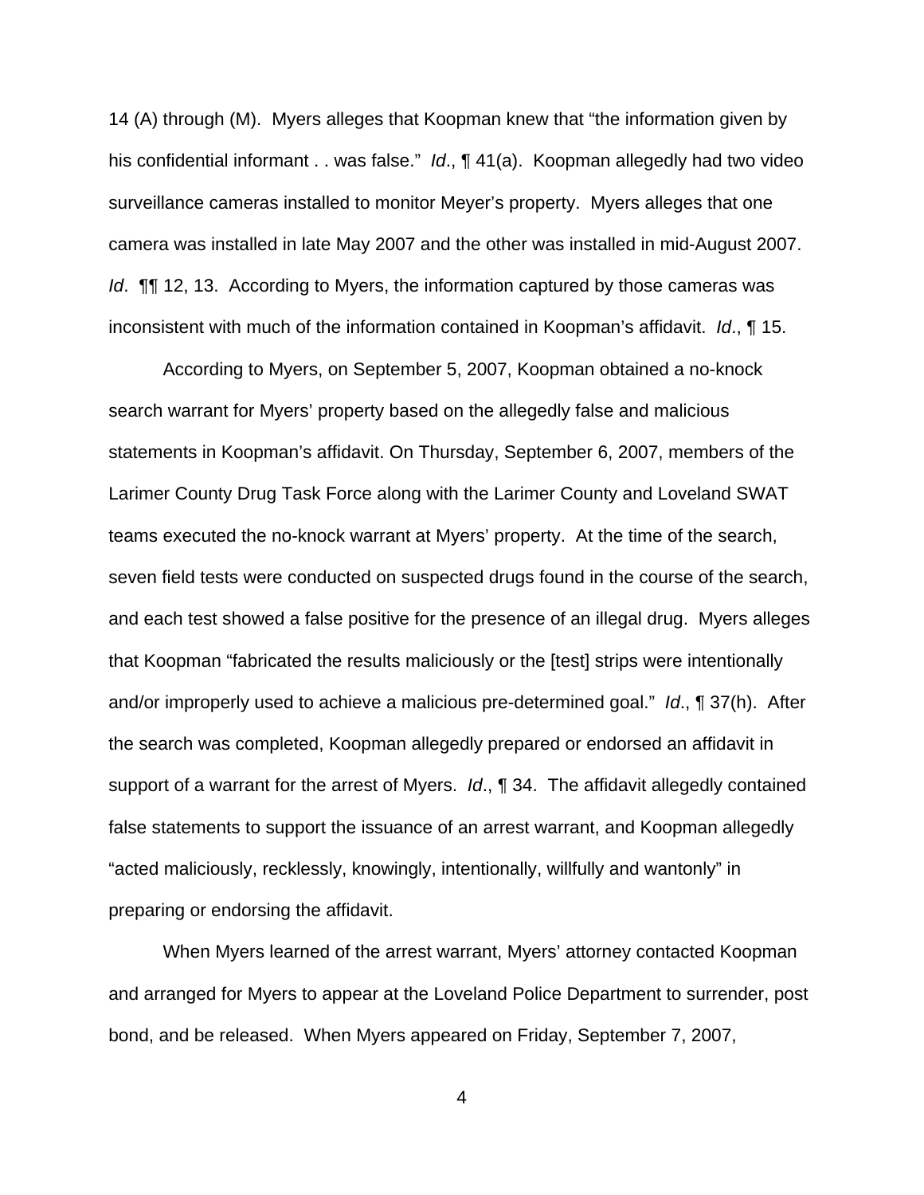14 (A) through (M). Myers alleges that Koopman knew that "the information given by his confidential informant . . was false." *Id*., ¶ 41(a). Koopman allegedly had two video surveillance cameras installed to monitor Meyer's property. Myers alleges that one camera was installed in late May 2007 and the other was installed in mid-August 2007. *Id*. ¶¶ 12, 13. According to Myers, the information captured by those cameras was inconsistent with much of the information contained in Koopman's affidavit. *Id*., ¶ 15.

According to Myers, on September 5, 2007, Koopman obtained a no-knock search warrant for Myers' property based on the allegedly false and malicious statements in Koopman's affidavit. On Thursday, September 6, 2007, members of the Larimer County Drug Task Force along with the Larimer County and Loveland SWAT teams executed the no-knock warrant at Myers' property. At the time of the search, seven field tests were conducted on suspected drugs found in the course of the search, and each test showed a false positive for the presence of an illegal drug. Myers alleges that Koopman "fabricated the results maliciously or the [test] strips were intentionally and/or improperly used to achieve a malicious pre-determined goal." *Id*., ¶ 37(h). After the search was completed, Koopman allegedly prepared or endorsed an affidavit in support of a warrant for the arrest of Myers. *Id*., ¶ 34. The affidavit allegedly contained false statements to support the issuance of an arrest warrant, and Koopman allegedly "acted maliciously, recklessly, knowingly, intentionally, willfully and wantonly" in preparing or endorsing the affidavit.

When Myers learned of the arrest warrant, Myers' attorney contacted Koopman and arranged for Myers to appear at the Loveland Police Department to surrender, post bond, and be released. When Myers appeared on Friday, September 7, 2007,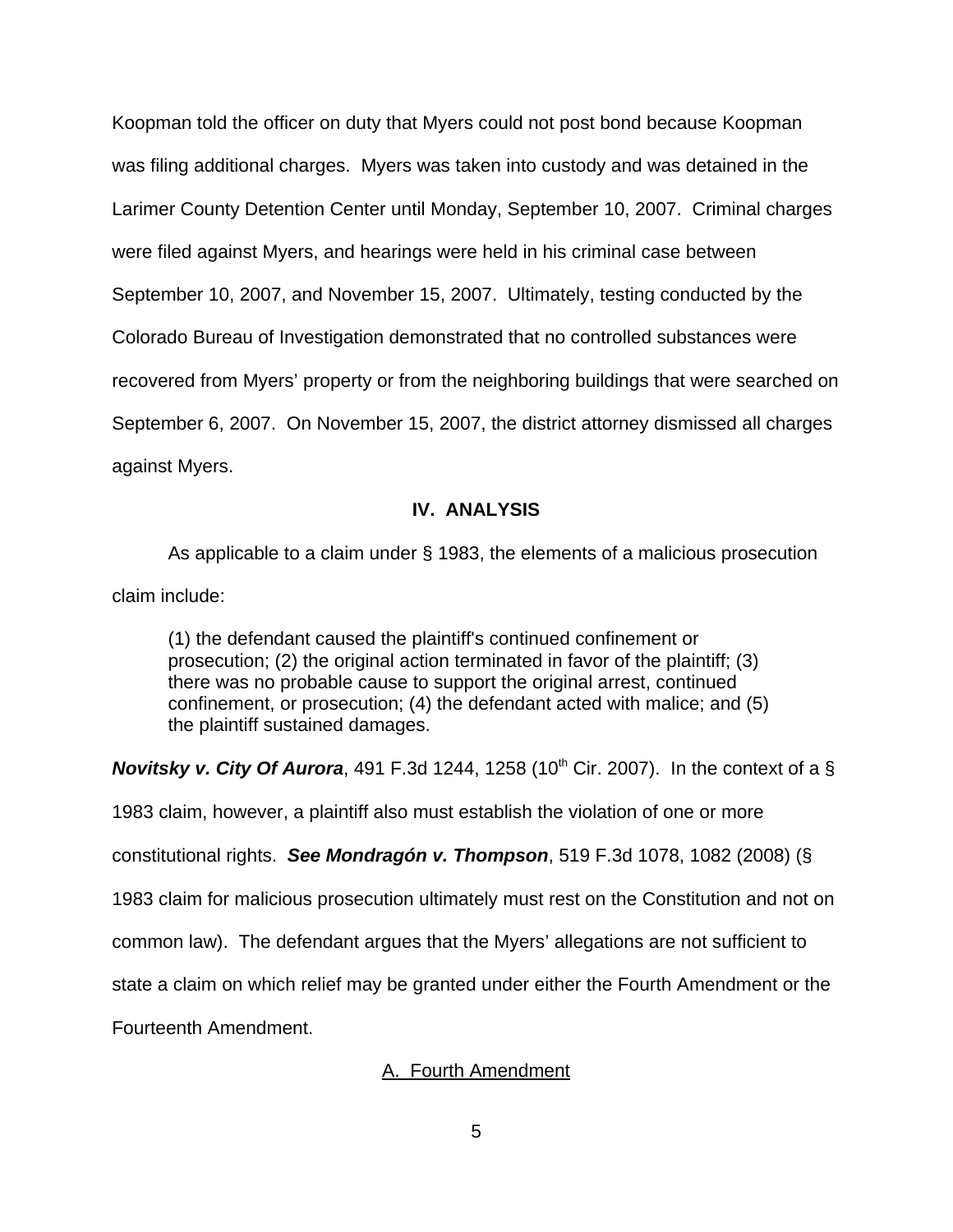Koopman told the officer on duty that Myers could not post bond because Koopman was filing additional charges. Myers was taken into custody and was detained in the Larimer County Detention Center until Monday, September 10, 2007. Criminal charges were filed against Myers, and hearings were held in his criminal case between September 10, 2007, and November 15, 2007. Ultimately, testing conducted by the Colorado Bureau of Investigation demonstrated that no controlled substances were recovered from Myers' property or from the neighboring buildings that were searched on September 6, 2007. On November 15, 2007, the district attorney dismissed all charges against Myers.

## IV. ANALYSIS

As applicable to a claim under § 1983, the elements of a malicious prosecution claim include:

> (1) the defendant caused the plaintiff's continued confinement or prosecution; (2) the original action terminated in favor of the plaintiff; (3) there was no probable cause to support the original arrest, continued confinement, or prosecution; (4) the defendant acted with malice; and (5) the plaintiff sustained damages.

***Novitsky v. City Of Aurora***, 491 F.3d 1244, 1258 (10th Cir. 2007). In the context of a § 1983 claim, however, a plaintiff also must establish the violation of one or more constitutional rights. ***See Mondragón v. Thompson***, 519 F.3d 1078, 1082 (2008) (§ 1983 claim for malicious prosecution ultimately must rest on the Constitution and not on common law). The defendant argues that the Myers' allegations are not sufficient to state a claim on which relief may be granted under either the Fourth Amendment or the Fourteenth Amendment.

### A. Fourth Amendment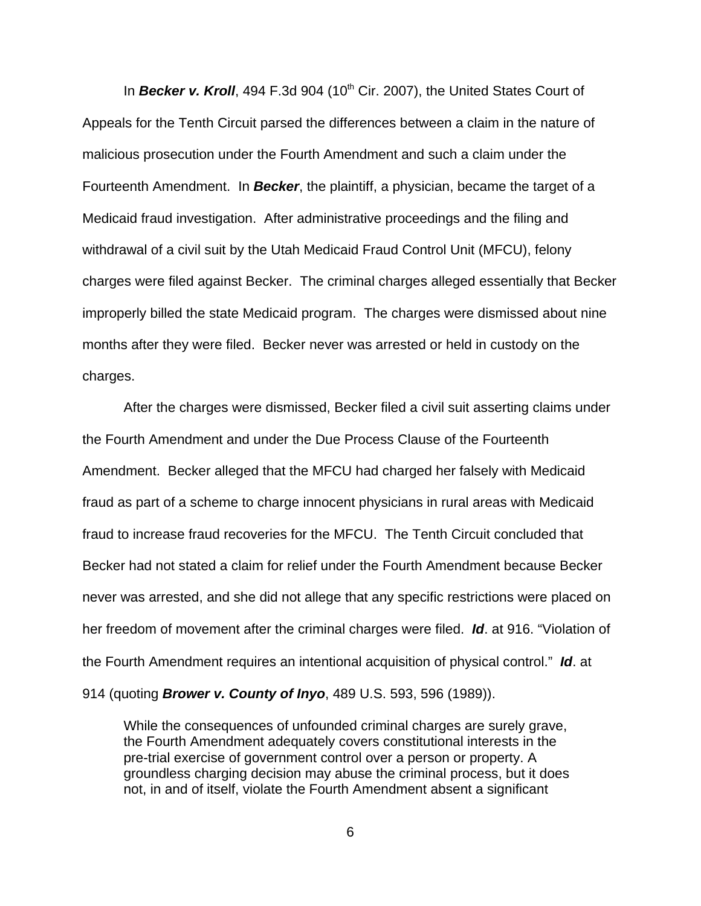In ***Becker v. Kroll***, 494 F.3d 904 (10th Cir. 2007), the United States Court of Appeals for the Tenth Circuit parsed the differences between a claim in the nature of malicious prosecution under the Fourth Amendment and such a claim under the Fourteenth Amendment. In ***Becker***, the plaintiff, a physician, became the target of a Medicaid fraud investigation. After administrative proceedings and the filing and withdrawal of a civil suit by the Utah Medicaid Fraud Control Unit (MFCU), felony charges were filed against Becker. The criminal charges alleged essentially that Becker improperly billed the state Medicaid program. The charges were dismissed about nine months after they were filed. Becker never was arrested or held in custody on the charges.

After the charges were dismissed, Becker filed a civil suit asserting claims under the Fourth Amendment and under the Due Process Clause of the Fourteenth Amendment. Becker alleged that the MFCU had charged her falsely with Medicaid fraud as part of a scheme to charge innocent physicians in rural areas with Medicaid fraud to increase fraud recoveries for the MFCU. The Tenth Circuit concluded that Becker had not stated a claim for relief under the Fourth Amendment because Becker never was arrested, and she did not allege that any specific restrictions were placed on her freedom of movement after the criminal charges were filed. ***Id***. at 916. "Violation of the Fourth Amendment requires an intentional acquisition of physical control." ***Id***. at 914 (quoting ***Brower v. County of Inyo***, 489 U.S. 593, 596 (1989)).

> While the consequences of unfounded criminal charges are surely grave, the Fourth Amendment adequately covers constitutional interests in the pre-trial exercise of government control over a person or property. A groundless charging decision may abuse the criminal process, but it does not, in and of itself, violate the Fourth Amendment absent a significant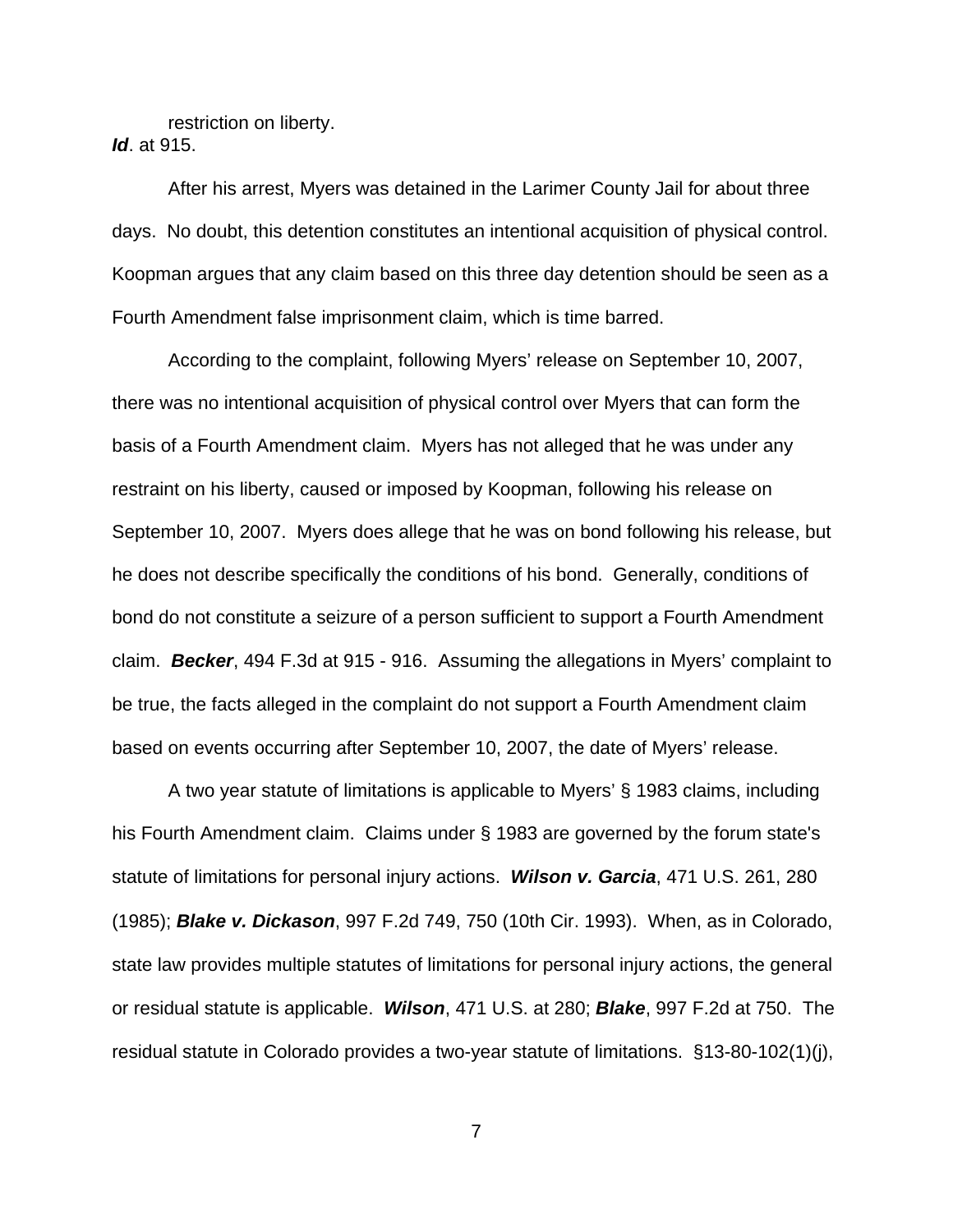restriction on liberty.

***Id***. at 915.

After his arrest, Myers was detained in the Larimer County Jail for about three days. No doubt, this detention constitutes an intentional acquisition of physical control. Koopman argues that any claim based on this three day detention should be seen as a Fourth Amendment false imprisonment claim, which is time barred.

According to the complaint, following Myers' release on September 10, 2007, there was no intentional acquisition of physical control over Myers that can form the basis of a Fourth Amendment claim. Myers has not alleged that he was under any restraint on his liberty, caused or imposed by Koopman, following his release on September 10, 2007. Myers does allege that he was on bond following his release, but he does not describe specifically the conditions of his bond. Generally, conditions of bond do not constitute a seizure of a person sufficient to support a Fourth Amendment claim. ***Becker***, 494 F.3d at 915 - 916. Assuming the allegations in Myers' complaint to be true, the facts alleged in the complaint do not support a Fourth Amendment claim based on events occurring after September 10, 2007, the date of Myers' release.

A two year statute of limitations is applicable to Myers' § 1983 claims, including his Fourth Amendment claim. Claims under § 1983 are governed by the forum state's statute of limitations for personal injury actions. ***Wilson v. Garcia***, 471 U.S. 261, 280 (1985); ***Blake v. Dickason***, 997 F.2d 749, 750 (10th Cir. 1993). When, as in Colorado, state law provides multiple statutes of limitations for personal injury actions, the general or residual statute is applicable. ***Wilson***, 471 U.S. at 280; ***Blake***, 997 F.2d at 750. The residual statute in Colorado provides a two-year statute of limitations. §13-80-102(1)(j),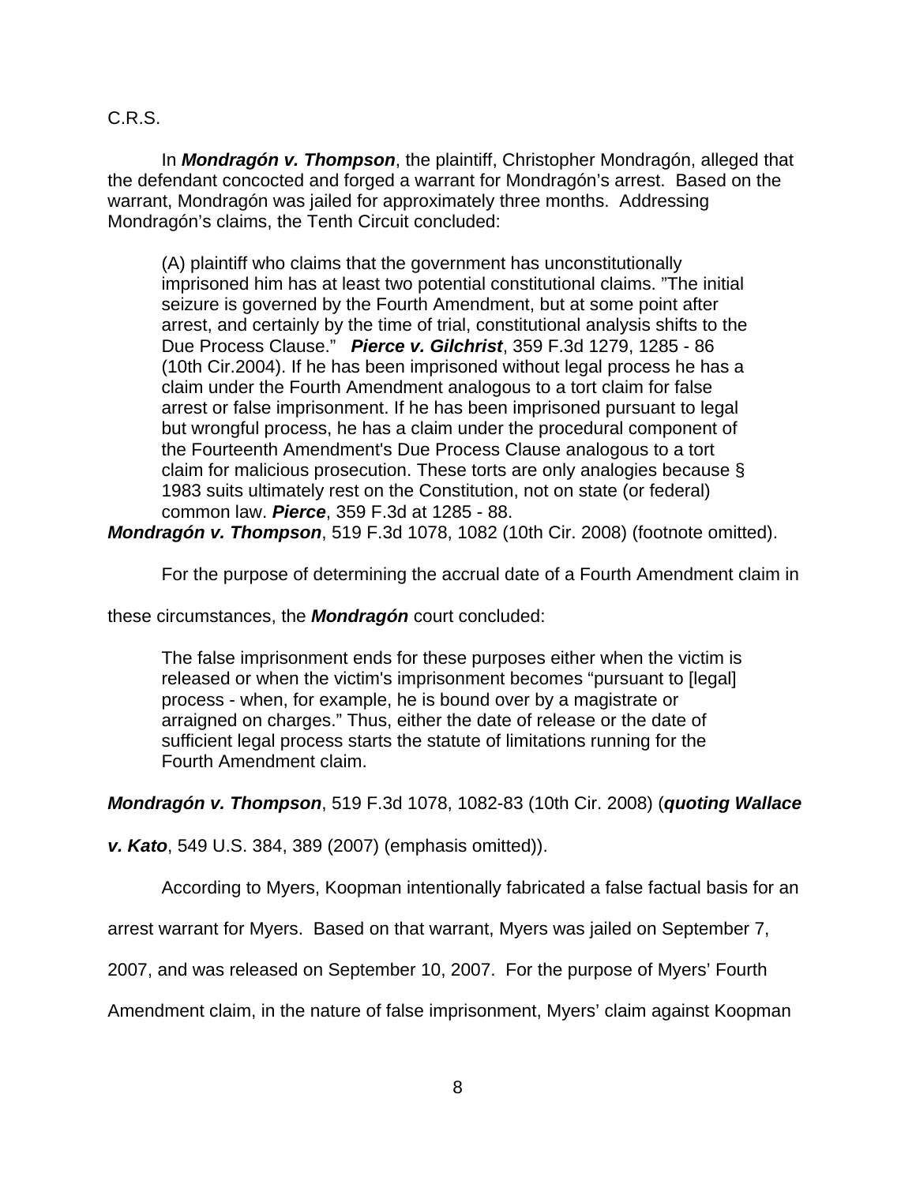C.R.S.

In ***Mondragón v. Thompson***, the plaintiff, Christopher Mondragón, alleged that the defendant concocted and forged a warrant for Mondragón's arrest. Based on the warrant, Mondragón was jailed for approximately three months. Addressing Mondragón's claims, the Tenth Circuit concluded:

> (A) plaintiff who claims that the government has unconstitutionally imprisoned him has at least two potential constitutional claims. "The initial seizure is governed by the Fourth Amendment, but at some point after arrest, and certainly by the time of trial, constitutional analysis shifts to the Due Process Clause." ***Pierce v. Gilchrist***, 359 F.3d 1279, 1285 - 86 (10th Cir.2004). If he has been imprisoned without legal process he has a claim under the Fourth Amendment analogous to a tort claim for false arrest or false imprisonment. If he has been imprisoned pursuant to legal but wrongful process, he has a claim under the procedural component of the Fourteenth Amendment's Due Process Clause analogous to a tort claim for malicious prosecution. These torts are only analogies because § 1983 suits ultimately rest on the Constitution, not on state (or federal) common law. ***Pierce***, 359 F.3d at 1285 - 88.

***Mondragón v. Thompson***, 519 F.3d 1078, 1082 (10th Cir. 2008) (footnote omitted).

For the purpose of determining the accrual date of a Fourth Amendment claim in these circumstances, the ***Mondragón*** court concluded:

> The false imprisonment ends for these purposes either when the victim is released or when the victim's imprisonment becomes "pursuant to [legal] process - when, for example, he is bound over by a magistrate or arraigned on charges." Thus, either the date of release or the date of sufficient legal process starts the statute of limitations running for the Fourth Amendment claim.

***Mondragón v. Thompson***, 519 F.3d 1078, 1082-83 (10th Cir. 2008) (***quoting Wallace v. Kato***, 549 U.S. 384, 389 (2007) (emphasis omitted)).

According to Myers, Koopman intentionally fabricated a false factual basis for an arrest warrant for Myers. Based on that warrant, Myers was jailed on September 7, 2007, and was released on September 10, 2007. For the purpose of Myers' Fourth Amendment claim, in the nature of false imprisonment, Myers' claim against Koopman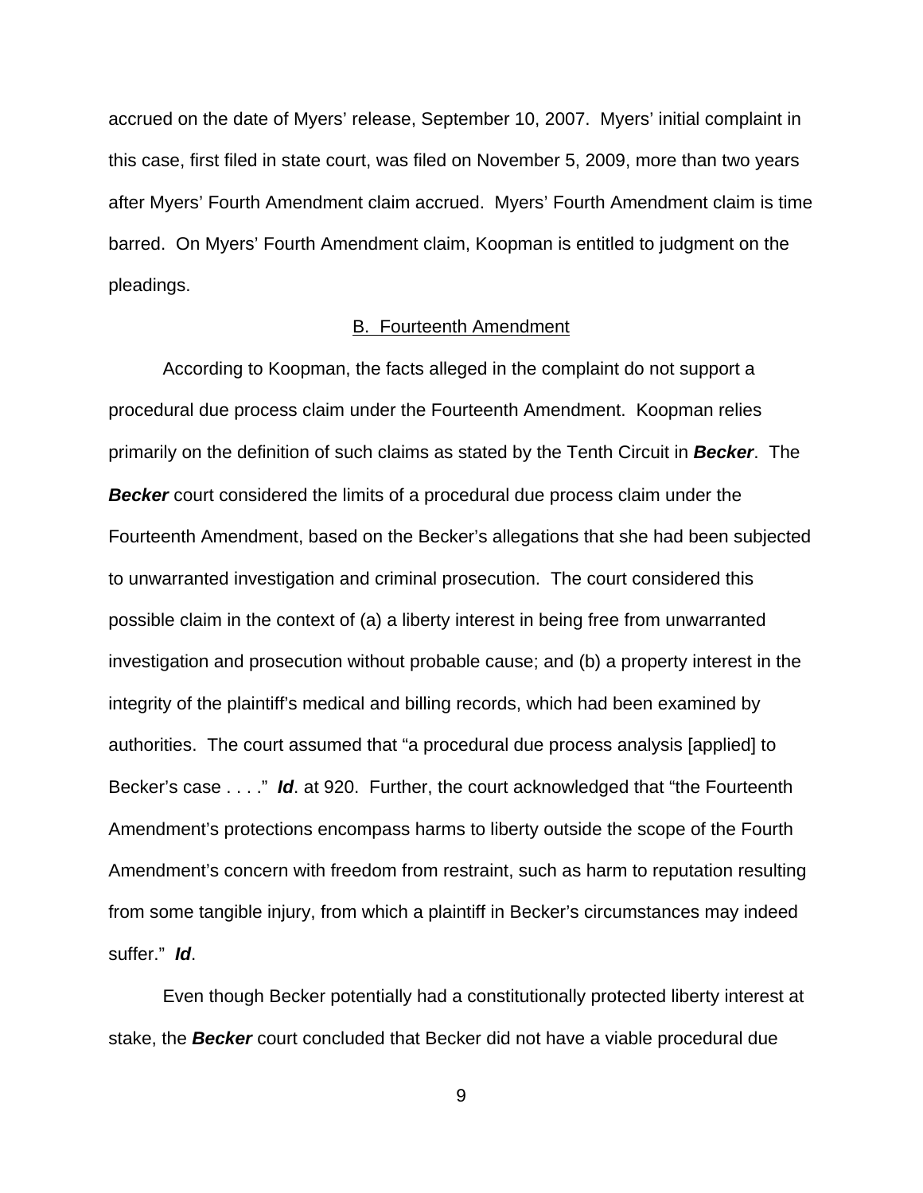accrued on the date of Myers' release, September 10, 2007. Myers' initial complaint in this case, first filed in state court, was filed on November 5, 2009, more than two years after Myers' Fourth Amendment claim accrued. Myers' Fourth Amendment claim is time barred. On Myers' Fourth Amendment claim, Koopman is entitled to judgment on the pleadings.

<u>B. Fourteenth Amendment</u>

According to Koopman, the facts alleged in the complaint do not support a procedural due process claim under the Fourteenth Amendment. Koopman relies primarily on the definition of such claims as stated by the Tenth Circuit in ***Becker***. The ***Becker*** court considered the limits of a procedural due process claim under the Fourteenth Amendment, based on the Becker's allegations that she had been subjected to unwarranted investigation and criminal prosecution. The court considered this possible claim in the context of (a) a liberty interest in being free from unwarranted investigation and prosecution without probable cause; and (b) a property interest in the integrity of the plaintiff's medical and billing records, which had been examined by authorities. The court assumed that "a procedural due process analysis [applied] to Becker's case . . . ." ***Id***. at 920. Further, the court acknowledged that "the Fourteenth Amendment's protections encompass harms to liberty outside the scope of the Fourth Amendment's concern with freedom from restraint, such as harm to reputation resulting from some tangible injury, from which a plaintiff in Becker's circumstances may indeed suffer." ***Id***.

Even though Becker potentially had a constitutionally protected liberty interest at stake, the ***Becker*** court concluded that Becker did not have a viable procedural due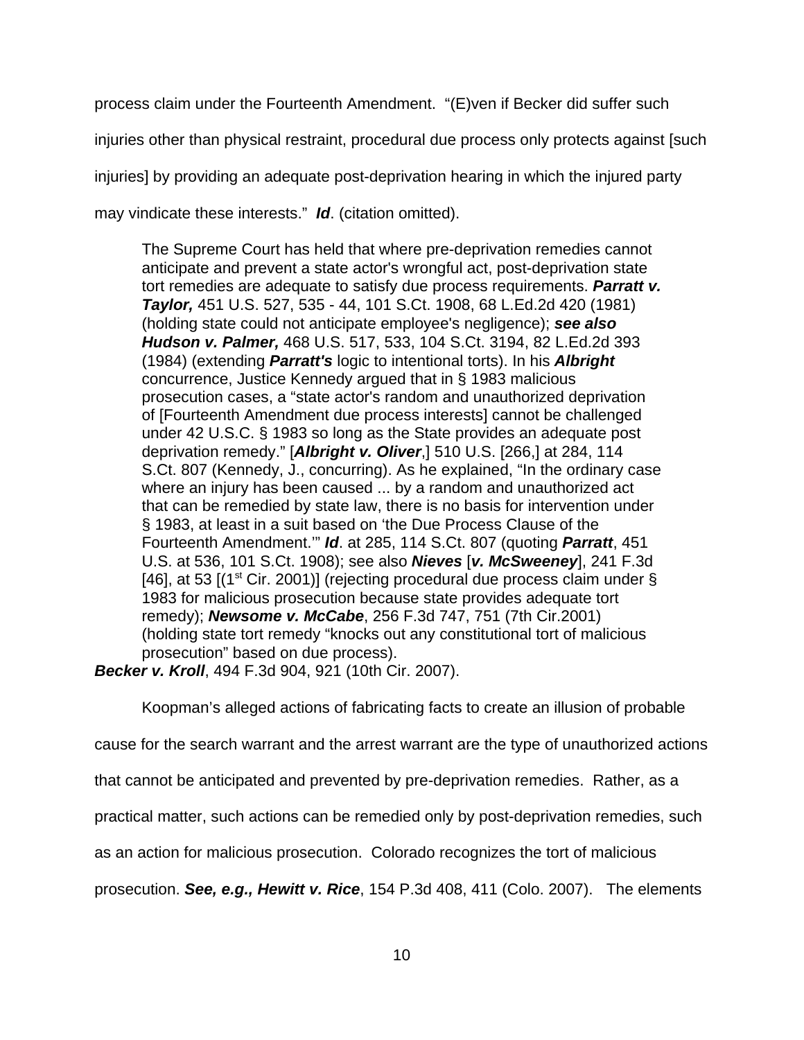process claim under the Fourteenth Amendment. "(E)ven if Becker did suffer such injuries other than physical restraint, procedural due process only protects against [such injuries] by providing an adequate post-deprivation hearing in which the injured party may vindicate these interests." ***Id***. (citation omitted).

> The Supreme Court has held that where pre-deprivation remedies cannot anticipate and prevent a state actor's wrongful act, post-deprivation state tort remedies are adequate to satisfy due process requirements. ***Parratt v. Taylor,*** 451 U.S. 527, 535 - 44, 101 S.Ct. 1908, 68 L.Ed.2d 420 (1981) (holding state could not anticipate employee's negligence); ***see also Hudson v. Palmer,*** 468 U.S. 517, 533, 104 S.Ct. 3194, 82 L.Ed.2d 393 (1984) (extending ***Parratt's*** logic to intentional torts). In his ***Albright*** concurrence, Justice Kennedy argued that in § 1983 malicious prosecution cases, a "state actor's random and unauthorized deprivation of [Fourteenth Amendment due process interests] cannot be challenged under 42 U.S.C. § 1983 so long as the State provides an adequate post deprivation remedy." [***Albright v. Oliver***,] 510 U.S. [266,] at 284, 114 S.Ct. 807 (Kennedy, J., concurring). As he explained, "In the ordinary case where an injury has been caused ... by a random and unauthorized act that can be remedied by state law, there is no basis for intervention under § 1983, at least in a suit based on 'the Due Process Clause of the Fourteenth Amendment.'" ***Id***. at 285, 114 S.Ct. 807 (quoting ***Parratt***, 451 U.S. at 536, 101 S.Ct. 1908); see also ***Nieves*** [***v. McSweeney***], 241 F.3d [46], at 53 [(1st Cir. 2001)] (rejecting procedural due process claim under § 1983 for malicious prosecution because state provides adequate tort remedy); ***Newsome v. McCabe***, 256 F.3d 747, 751 (7th Cir.2001) (holding state tort remedy "knocks out any constitutional tort of malicious prosecution" based on due process).

***Becker v. Kroll***, 494 F.3d 904, 921 (10th Cir. 2007).

Koopman's alleged actions of fabricating facts to create an illusion of probable cause for the search warrant and the arrest warrant are the type of unauthorized actions that cannot be anticipated and prevented by pre-deprivation remedies. Rather, as a practical matter, such actions can be remedied only by post-deprivation remedies, such as an action for malicious prosecution. Colorado recognizes the tort of malicious prosecution. ***See, e.g., Hewitt v. Rice***, 154 P.3d 408, 411 (Colo. 2007). The elements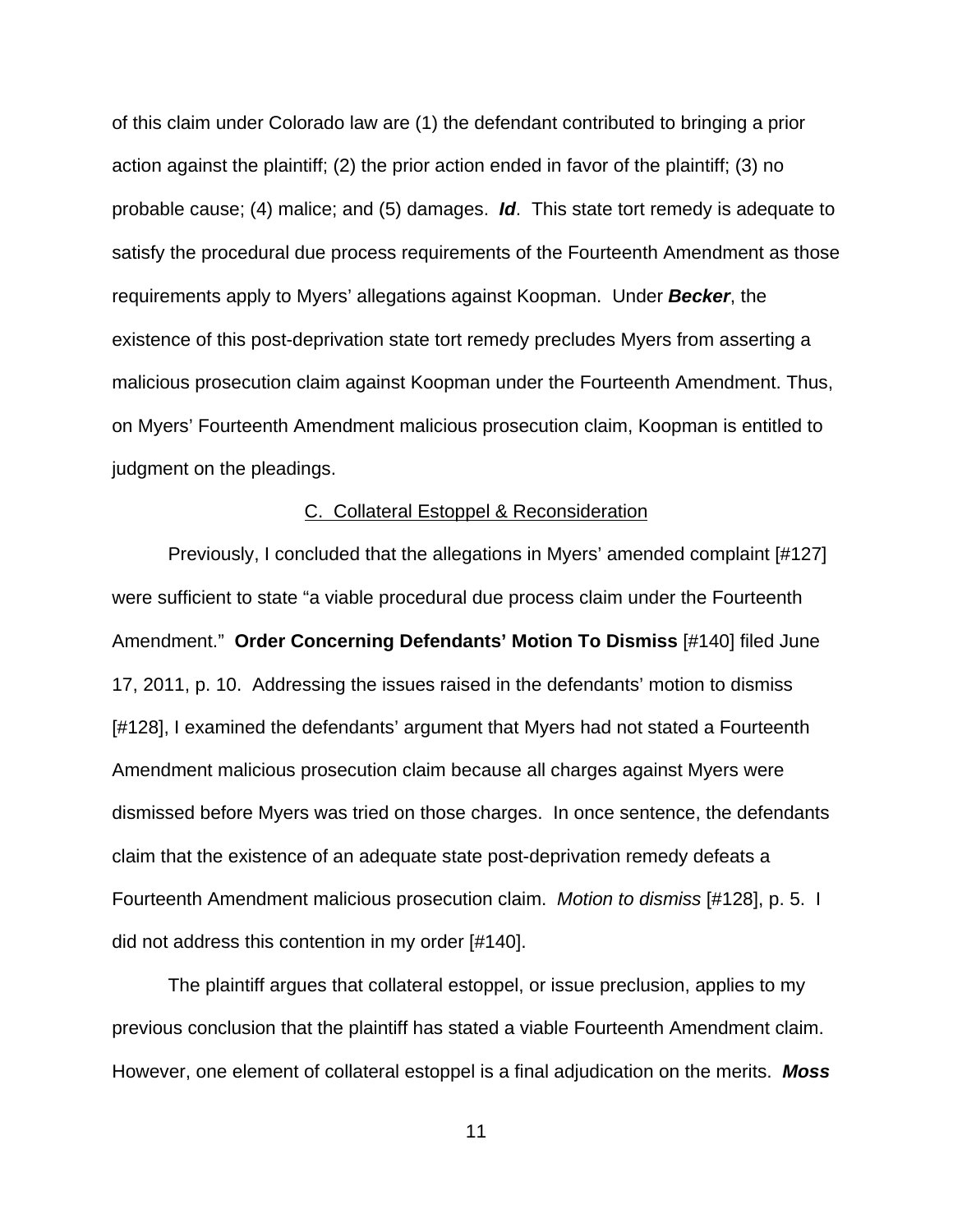of this claim under Colorado law are (1) the defendant contributed to bringing a prior action against the plaintiff; (2) the prior action ended in favor of the plaintiff; (3) no probable cause; (4) malice; and (5) damages. ***Id***. This state tort remedy is adequate to satisfy the procedural due process requirements of the Fourteenth Amendment as those requirements apply to Myers' allegations against Koopman. Under ***Becker***, the existence of this post-deprivation state tort remedy precludes Myers from asserting a malicious prosecution claim against Koopman under the Fourteenth Amendment. Thus, on Myers' Fourteenth Amendment malicious prosecution claim, Koopman is entitled to judgment on the pleadings.

<u>C. Collateral Estoppel & Reconsideration</u>

Previously, I concluded that the allegations in Myers' amended complaint [#127] were sufficient to state "a viable procedural due process claim under the Fourteenth Amendment." **Order Concerning Defendants' Motion To Dismiss** [#140] filed June 17, 2011, p. 10. Addressing the issues raised in the defendants' motion to dismiss [#128], I examined the defendants' argument that Myers had not stated a Fourteenth Amendment malicious prosecution claim because all charges against Myers were dismissed before Myers was tried on those charges. In once sentence, the defendants claim that the existence of an adequate state post-deprivation remedy defeats a Fourteenth Amendment malicious prosecution claim. *Motion to dismiss* [#128], p. 5. I did not address this contention in my order [#140].

The plaintiff argues that collateral estoppel, or issue preclusion, applies to my previous conclusion that the plaintiff has stated a viable Fourteenth Amendment claim. However, one element of collateral estoppel is a final adjudication on the merits. ***Moss***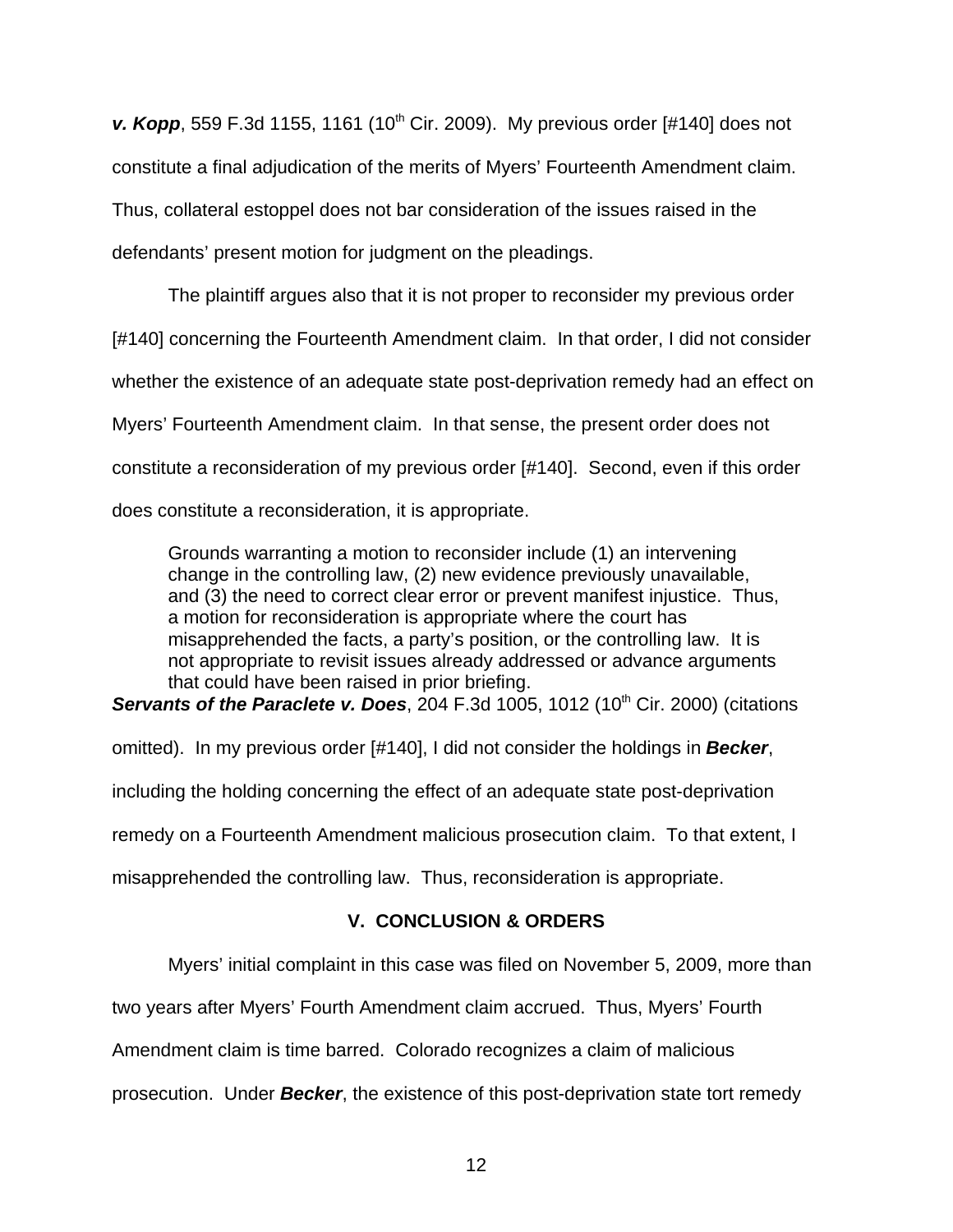***v. Kopp***, 559 F.3d 1155, 1161 (10th Cir. 2009). My previous order [#140] does not constitute a final adjudication of the merits of Myers' Fourteenth Amendment claim. Thus, collateral estoppel does not bar consideration of the issues raised in the defendants' present motion for judgment on the pleadings.

The plaintiff argues also that it is not proper to reconsider my previous order [#140] concerning the Fourteenth Amendment claim. In that order, I did not consider whether the existence of an adequate state post-deprivation remedy had an effect on Myers' Fourteenth Amendment claim. In that sense, the present order does not constitute a reconsideration of my previous order [#140]. Second, even if this order does constitute a reconsideration, it is appropriate.

> Grounds warranting a motion to reconsider include (1) an intervening change in the controlling law, (2) new evidence previously unavailable, and (3) the need to correct clear error or prevent manifest injustice. Thus, a motion for reconsideration is appropriate where the court has misapprehended the facts, a party's position, or the controlling law. It is not appropriate to revisit issues already addressed or advance arguments that could have been raised in prior briefing.

***Servants of the Paraclete v. Does***, 204 F.3d 1005, 1012 (10th Cir. 2000) (citations omitted). In my previous order [#140], I did not consider the holdings in ***Becker***, including the holding concerning the effect of an adequate state post-deprivation remedy on a Fourteenth Amendment malicious prosecution claim. To that extent, I misapprehended the controlling law. Thus, reconsideration is appropriate.

## V. CONCLUSION & ORDERS

Myers' initial complaint in this case was filed on November 5, 2009, more than two years after Myers' Fourth Amendment claim accrued. Thus, Myers' Fourth Amendment claim is time barred. Colorado recognizes a claim of malicious prosecution. Under ***Becker***, the existence of this post-deprivation state tort remedy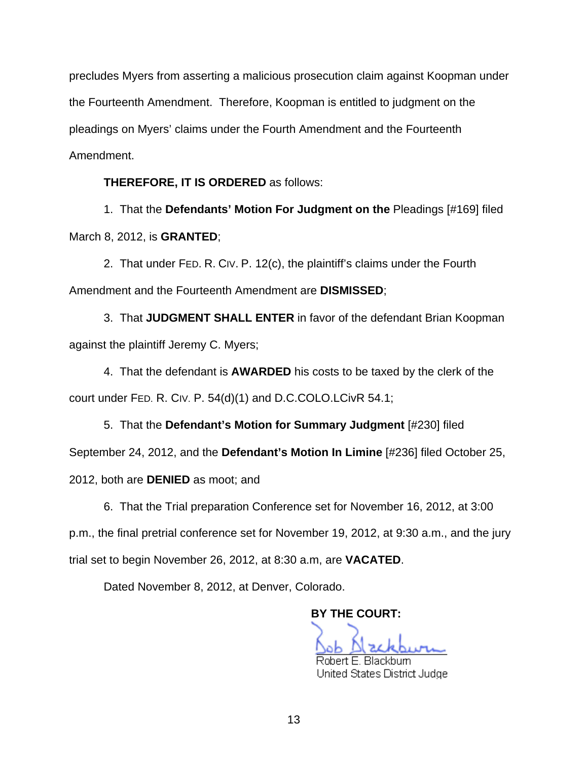precludes Myers from asserting a malicious prosecution claim against Koopman under the Fourteenth Amendment. Therefore, Koopman is entitled to judgment on the pleadings on Myers' claims under the Fourth Amendment and the Fourteenth Amendment.

**THEREFORE, IT IS ORDERED** as follows:

1. That the **Defendants' Motion For Judgment on the** Pleadings [#169] filed March 8, 2012, is **GRANTED**;

2. That under FED. R. CIV. P. 12(c), the plaintiff's claims under the Fourth Amendment and the Fourteenth Amendment are **DISMISSED**;

3. That **JUDGMENT SHALL ENTER** in favor of the defendant Brian Koopman against the plaintiff Jeremy C. Myers;

4. That the defendant is **AWARDED** his costs to be taxed by the clerk of the court under FED. R. CIV. P. 54(d)(1) and D.C.COLO.LCivR 54.1;

5. That the **Defendant's Motion for Summary Judgment** [#230] filed September 24, 2012, and the **Defendant's Motion In Limine** [#236] filed October 25, 2012, both are **DENIED** as moot; and

6. That the Trial preparation Conference set for November 16, 2012, at 3:00 p.m., the final pretrial conference set for November 19, 2012, at 9:30 a.m., and the jury trial set to begin November 26, 2012, at 8:30 a.m, are **VACATED**.

Dated November 8, 2012, at Denver, Colorado.

**BY THE COURT:**

Robert E. Blackburn
United States District Judge